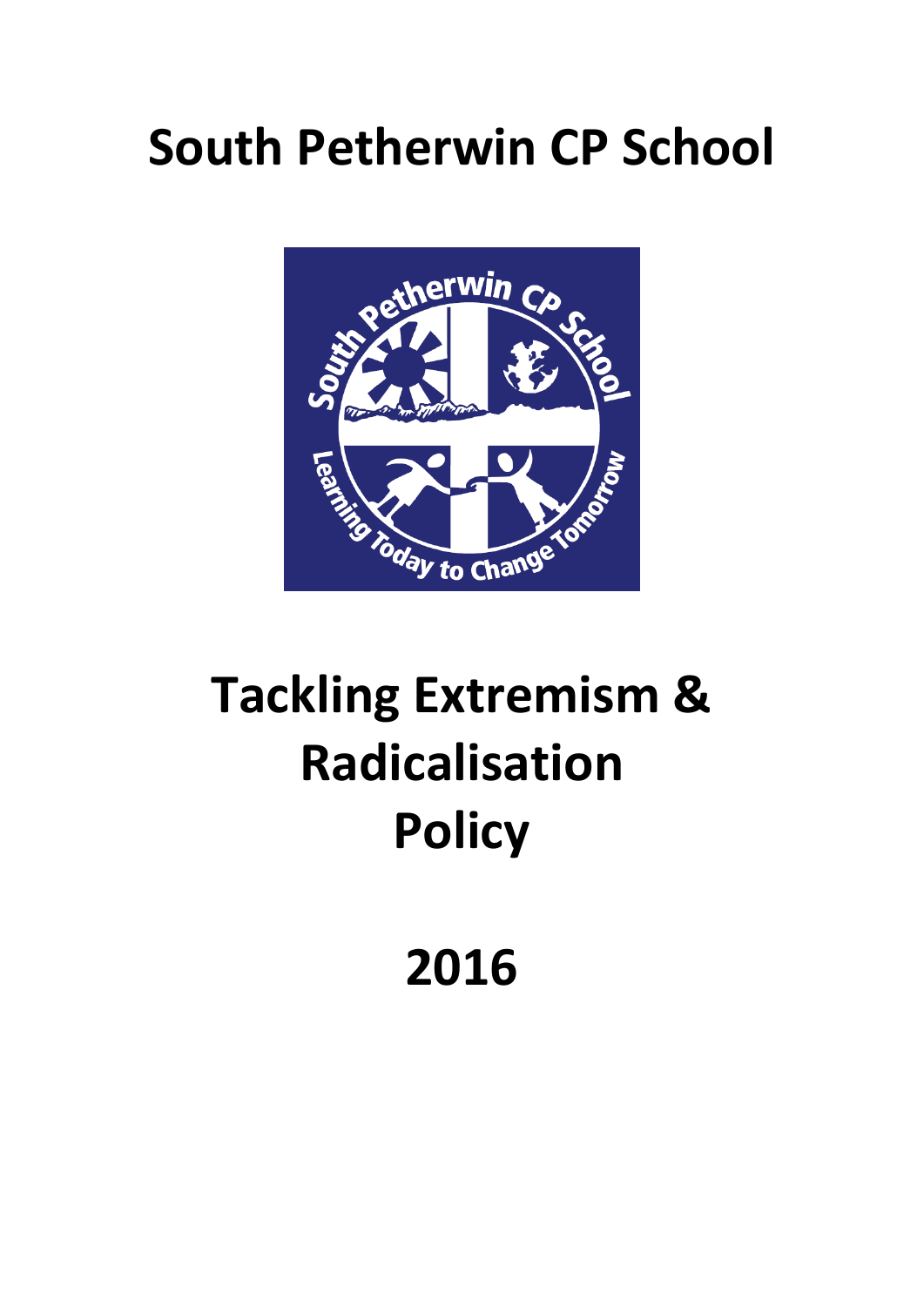# South Petherwin CP School

# Tackling Extremism & Radicalisation Policy

# 2016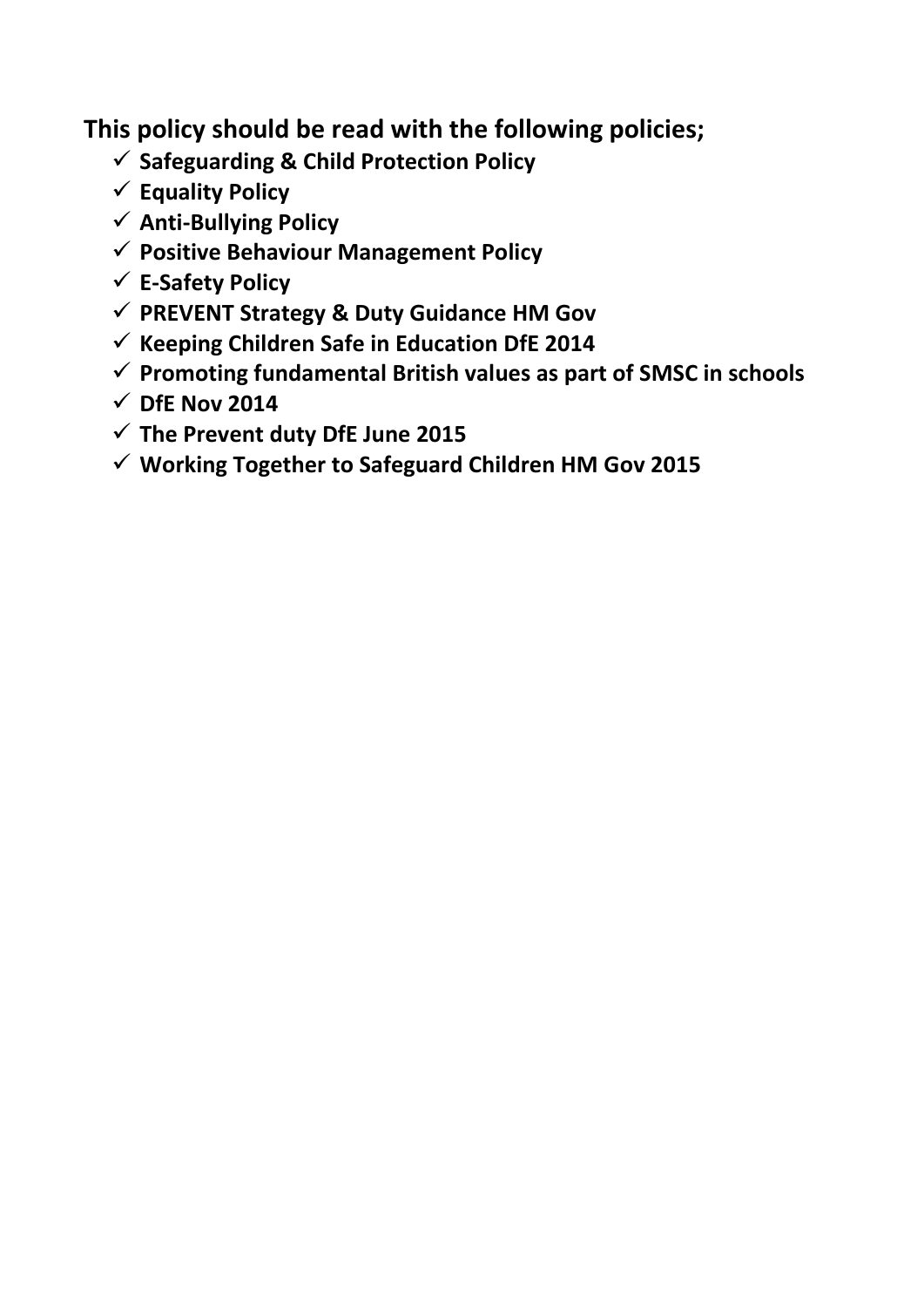**This policy should be read with the following policies;**

- ✓ **Safeguarding & Child Protection Policy**
- ✓ **Equality Policy**
- ✓ **Anti-Bullying Policy**
- ✓ **Positive Behaviour Management Policy**
- ✓ **E-Safety Policy**
- ✓ **PREVENT Strategy & Duty Guidance HM Gov**
- ✓ **Keeping Children Safe in Education DfE 2014**
- ✓ **Promoting fundamental British values as part of SMSC in schools**
- ✓ **DfE Nov 2014**
- ✓ **The Prevent duty DfE June 2015**
- ✓ **Working Together to Safeguard Children HM Gov 2015**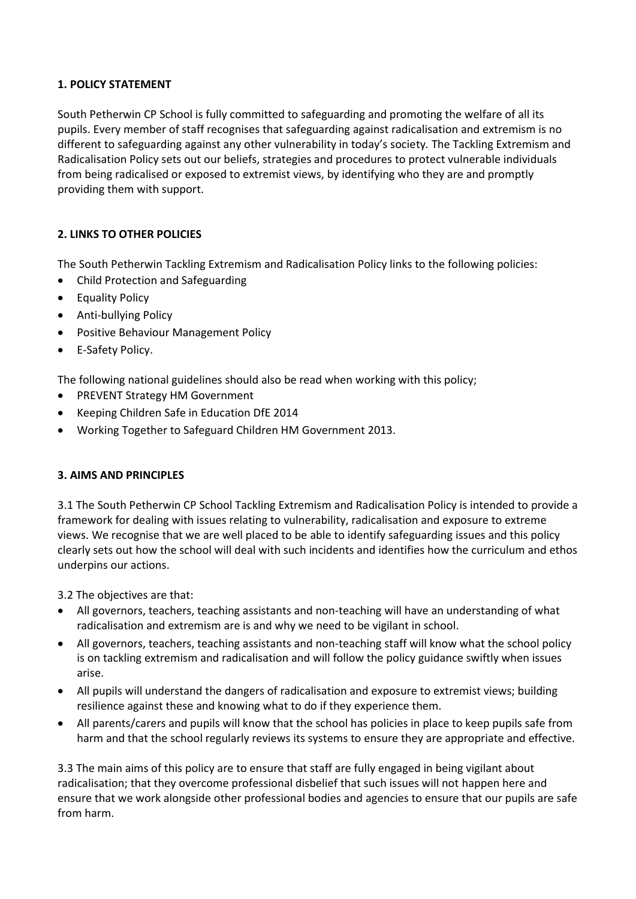## 1. POLICY STATEMENT

South Petherwin CP School is fully committed to safeguarding and promoting the welfare of all its pupils. Every member of staff recognises that safeguarding against radicalisation and extremism is no different to safeguarding against any other vulnerability in today's society. The Tackling Extremism and Radicalisation Policy sets out our beliefs, strategies and procedures to protect vulnerable individuals from being radicalised or exposed to extremist views, by identifying who they are and promptly providing them with support.

## 2. LINKS TO OTHER POLICIES

The South Petherwin Tackling Extremism and Radicalisation Policy links to the following policies:

- Child Protection and Safeguarding
- Equality Policy
- Anti-bullying Policy
- Positive Behaviour Management Policy
- E-Safety Policy.

The following national guidelines should also be read when working with this policy;

- PREVENT Strategy HM Government
- Keeping Children Safe in Education DfE 2014
- Working Together to Safeguard Children HM Government 2013.

## 3. AIMS AND PRINCIPLES

3.1 The South Petherwin CP School Tackling Extremism and Radicalisation Policy is intended to provide a framework for dealing with issues relating to vulnerability, radicalisation and exposure to extreme views. We recognise that we are well placed to be able to identify safeguarding issues and this policy clearly sets out how the school will deal with such incidents and identifies how the curriculum and ethos underpins our actions.

3.2 The objectives are that:

- All governors, teachers, teaching assistants and non-teaching will have an understanding of what radicalisation and extremism are is and why we need to be vigilant in school.
- All governors, teachers, teaching assistants and non-teaching staff will know what the school policy is on tackling extremism and radicalisation and will follow the policy guidance swiftly when issues arise.
- All pupils will understand the dangers of radicalisation and exposure to extremist views; building resilience against these and knowing what to do if they experience them.
- All parents/carers and pupils will know that the school has policies in place to keep pupils safe from harm and that the school regularly reviews its systems to ensure they are appropriate and effective.

3.3 The main aims of this policy are to ensure that staff are fully engaged in being vigilant about radicalisation; that they overcome professional disbelief that such issues will not happen here and ensure that we work alongside other professional bodies and agencies to ensure that our pupils are safe from harm.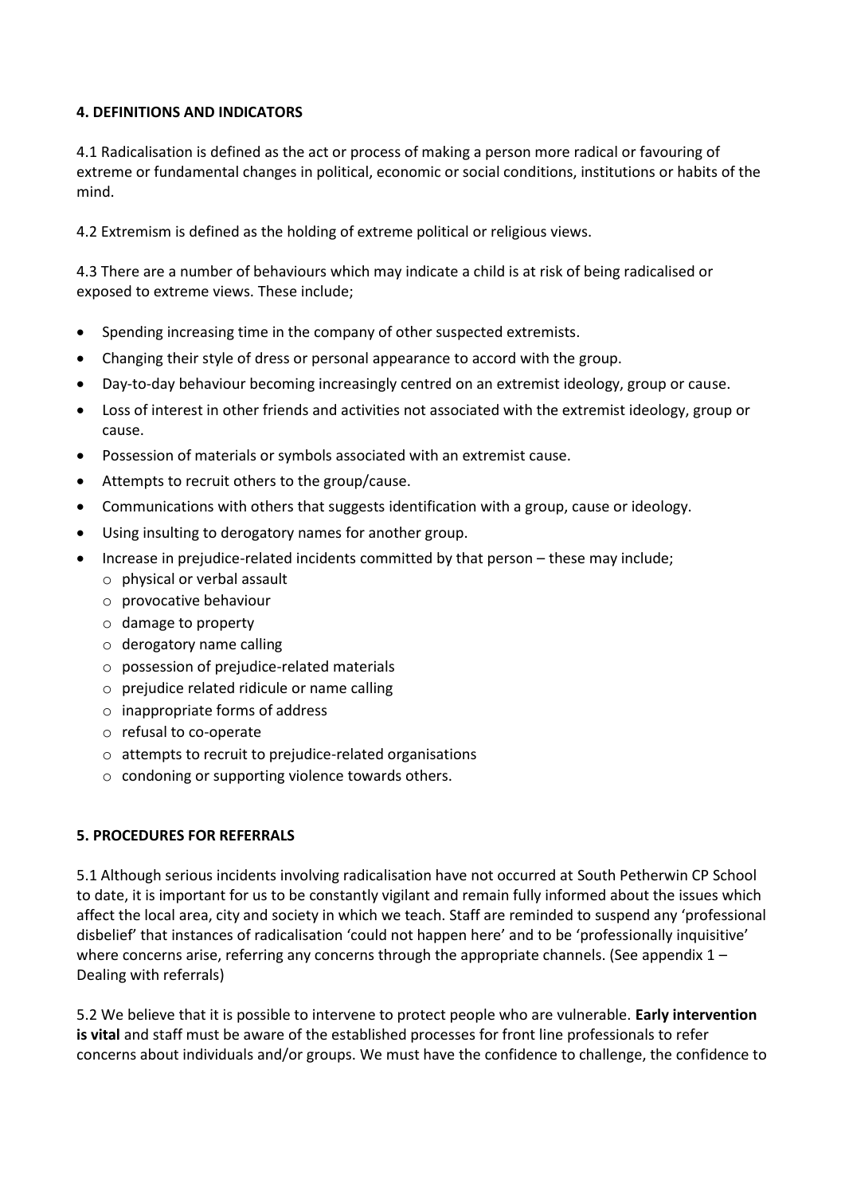## 4. DEFINITIONS AND INDICATORS

4.1 Radicalisation is defined as the act or process of making a person more radical or favouring of extreme or fundamental changes in political, economic or social conditions, institutions or habits of the mind.

4.2 Extremism is defined as the holding of extreme political or religious views.

4.3 There are a number of behaviours which may indicate a child is at risk of being radicalised or exposed to extreme views. These include;

- Spending increasing time in the company of other suspected extremists.
- Changing their style of dress or personal appearance to accord with the group.
- Day-to-day behaviour becoming increasingly centred on an extremist ideology, group or cause.
- Loss of interest in other friends and activities not associated with the extremist ideology, group or cause.
- Possession of materials or symbols associated with an extremist cause.
- Attempts to recruit others to the group/cause.
- Communications with others that suggests identification with a group, cause or ideology.
- Using insulting to derogatory names for another group.
- Increase in prejudice-related incidents committed by that person – these may include;
    - physical or verbal assault
    - provocative behaviour
    - damage to property
    - derogatory name calling
    - possession of prejudice-related materials
    - prejudice related ridicule or name calling
    - inappropriate forms of address
    - refusal to co-operate
    - attempts to recruit to prejudice-related organisations
    - condoning or supporting violence towards others.

## 5. PROCEDURES FOR REFERRALS

5.1 Although serious incidents involving radicalisation have not occurred at South Petherwin CP School to date, it is important for us to be constantly vigilant and remain fully informed about the issues which affect the local area, city and society in which we teach. Staff are reminded to suspend any 'professional disbelief' that instances of radicalisation 'could not happen here' and to be 'professionally inquisitive' where concerns arise, referring any concerns through the appropriate channels. (See appendix 1 – Dealing with referrals)

5.2 We believe that it is possible to intervene to protect people who are vulnerable. **Early intervention is vital** and staff must be aware of the established processes for front line professionals to refer concerns about individuals and/or groups. We must have the confidence to challenge, the confidence to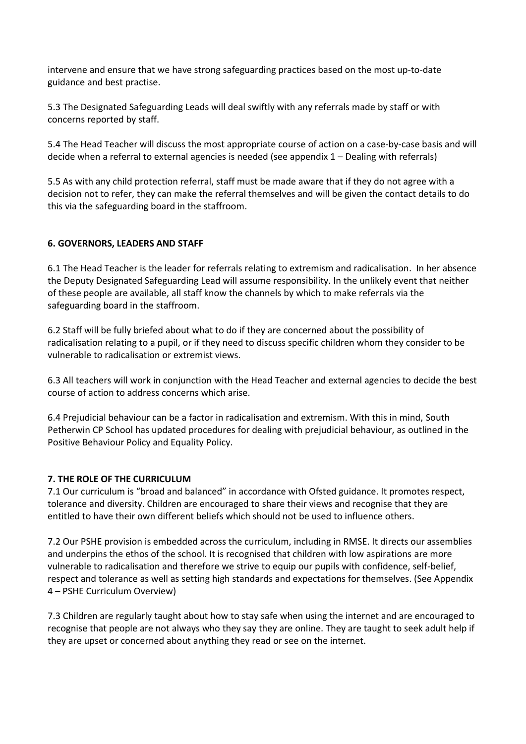intervene and ensure that we have strong safeguarding practices based on the most up-to-date guidance and best practise.

5.3 The Designated Safeguarding Leads will deal swiftly with any referrals made by staff or with concerns reported by staff.

5.4 The Head Teacher will discuss the most appropriate course of action on a case-by-case basis and will decide when a referral to external agencies is needed (see appendix 1 – Dealing with referrals)

5.5 As with any child protection referral, staff must be made aware that if they do not agree with a decision not to refer, they can make the referral themselves and will be given the contact details to do this via the safeguarding board in the staffroom.

## 6. GOVERNORS, LEADERS AND STAFF

6.1 The Head Teacher is the leader for referrals relating to extremism and radicalisation. In her absence the Deputy Designated Safeguarding Lead will assume responsibility. In the unlikely event that neither of these people are available, all staff know the channels by which to make referrals via the safeguarding board in the staffroom.

6.2 Staff will be fully briefed about what to do if they are concerned about the possibility of radicalisation relating to a pupil, or if they need to discuss specific children whom they consider to be vulnerable to radicalisation or extremist views.

6.3 All teachers will work in conjunction with the Head Teacher and external agencies to decide the best course of action to address concerns which arise.

6.4 Prejudicial behaviour can be a factor in radicalisation and extremism. With this in mind, South Petherwin CP School has updated procedures for dealing with prejudicial behaviour, as outlined in the Positive Behaviour Policy and Equality Policy.

## 7. THE ROLE OF THE CURRICULUM

7.1 Our curriculum is "broad and balanced" in accordance with Ofsted guidance. It promotes respect, tolerance and diversity. Children are encouraged to share their views and recognise that they are entitled to have their own different beliefs which should not be used to influence others.

7.2 Our PSHE provision is embedded across the curriculum, including in RMSE. It directs our assemblies and underpins the ethos of the school. It is recognised that children with low aspirations are more vulnerable to radicalisation and therefore we strive to equip our pupils with confidence, self-belief, respect and tolerance as well as setting high standards and expectations for themselves. (See Appendix 4 – PSHE Curriculum Overview)

7.3 Children are regularly taught about how to stay safe when using the internet and are encouraged to recognise that people are not always who they say they are online. They are taught to seek adult help if they are upset or concerned about anything they read or see on the internet.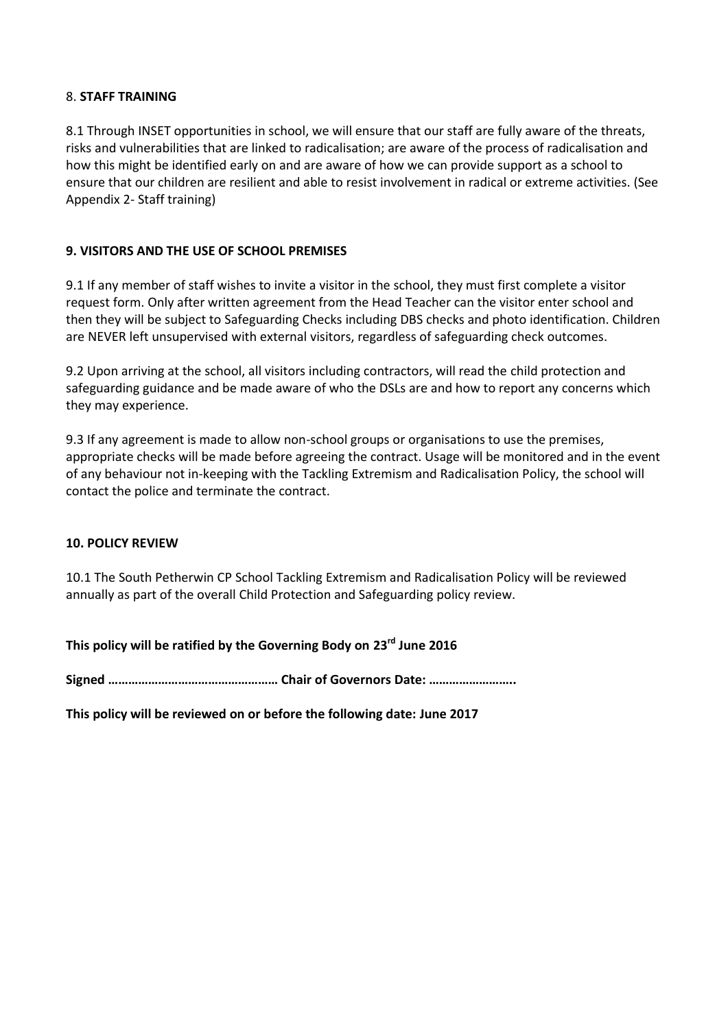## 8. **STAFF TRAINING**

8.1 Through INSET opportunities in school, we will ensure that our staff are fully aware of the threats, risks and vulnerabilities that are linked to radicalisation; are aware of the process of radicalisation and how this might be identified early on and are aware of how we can provide support as a school to ensure that our children are resilient and able to resist involvement in radical or extreme activities. (See Appendix 2- Staff training)

## 9. VISITORS AND THE USE OF SCHOOL PREMISES

9.1 If any member of staff wishes to invite a visitor in the school, they must first complete a visitor request form. Only after written agreement from the Head Teacher can the visitor enter school and then they will be subject to Safeguarding Checks including DBS checks and photo identification. Children are NEVER left unsupervised with external visitors, regardless of safeguarding check outcomes.

9.2 Upon arriving at the school, all visitors including contractors, will read the child protection and safeguarding guidance and be made aware of who the DSLs are and how to report any concerns which they may experience.

9.3 If any agreement is made to allow non-school groups or organisations to use the premises, appropriate checks will be made before agreeing the contract. Usage will be monitored and in the event of any behaviour not in-keeping with the Tackling Extremism and Radicalisation Policy, the school will contact the police and terminate the contract.

## 10. POLICY REVIEW

10.1 The South Petherwin CP School Tackling Extremism and Radicalisation Policy will be reviewed annually as part of the overall Child Protection and Safeguarding policy review.

**This policy will be ratified by the Governing Body on 23rd June 2016**

**Signed …………………………………………… Chair of Governors Date: ……………………..**

**This policy will be reviewed on or before the following date: June 2017**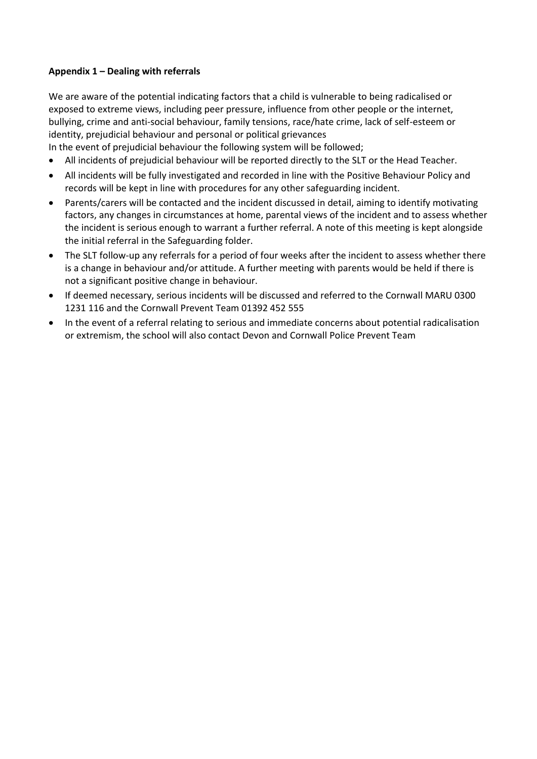**Appendix 1 – Dealing with referrals**

We are aware of the potential indicating factors that a child is vulnerable to being radicalised or exposed to extreme views, including peer pressure, influence from other people or the internet, bullying, crime and anti-social behaviour, family tensions, race/hate crime, lack of self-esteem or identity, prejudicial behaviour and personal or political grievances

In the event of prejudicial behaviour the following system will be followed;

- All incidents of prejudicial behaviour will be reported directly to the SLT or the Head Teacher.
- All incidents will be fully investigated and recorded in line with the Positive Behaviour Policy and records will be kept in line with procedures for any other safeguarding incident.
- Parents/carers will be contacted and the incident discussed in detail, aiming to identify motivating factors, any changes in circumstances at home, parental views of the incident and to assess whether the incident is serious enough to warrant a further referral. A note of this meeting is kept alongside the initial referral in the Safeguarding folder.
- The SLT follow-up any referrals for a period of four weeks after the incident to assess whether there is a change in behaviour and/or attitude. A further meeting with parents would be held if there is not a significant positive change in behaviour.
- If deemed necessary, serious incidents will be discussed and referred to the Cornwall MARU 0300 1231 116 and the Cornwall Prevent Team 01392 452 555
- In the event of a referral relating to serious and immediate concerns about potential radicalisation or extremism, the school will also contact Devon and Cornwall Police Prevent Team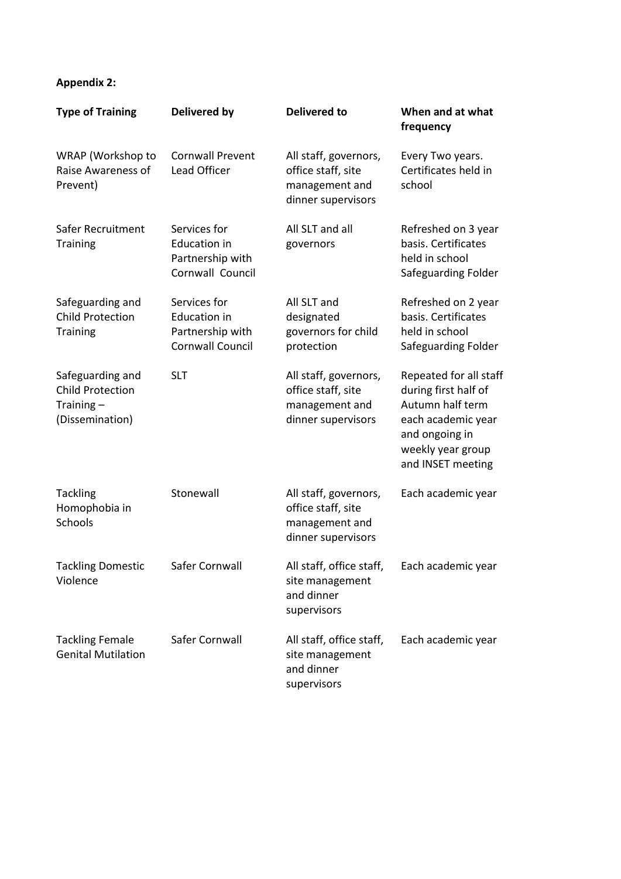**Appendix 2:**

| Type of Training | Delivered by | Delivered to | When and at what frequency |
|---|---|---|---|
| WRAP (Workshop to Raise Awareness of Prevent) | Cornwall Prevent Lead Officer | All staff, governors, office staff, site management and dinner supervisors | Every Two years. Certificates held in school |
| Safer Recruitment Training | Services for Education in Partnership with Cornwall Council | All SLT and all governors | Refreshed on 3 year basis. Certificates held in school Safeguarding Folder |
| Safeguarding and Child Protection Training | Services for Education in Partnership with Cornwall Council | All SLT and designated governors for child protection | Refreshed on 2 year basis. Certificates held in school Safeguarding Folder |
| Safeguarding and Child Protection Training – (Dissemination) | SLT | All staff, governors, office staff, site management and dinner supervisors | Repeated for all staff during first half of Autumn half term each academic year and ongoing in weekly year group and INSET meeting |
| Tackling Homophobia in Schools | Stonewall | All staff, governors, office staff, site management and dinner supervisors | Each academic year |
| Tackling Domestic Violence | Safer Cornwall | All staff, office staff, site management and dinner supervisors | Each academic year |
| Tackling Female Genital Mutilation | Safer Cornwall | All staff, office staff, site management and dinner supervisors | Each academic year |